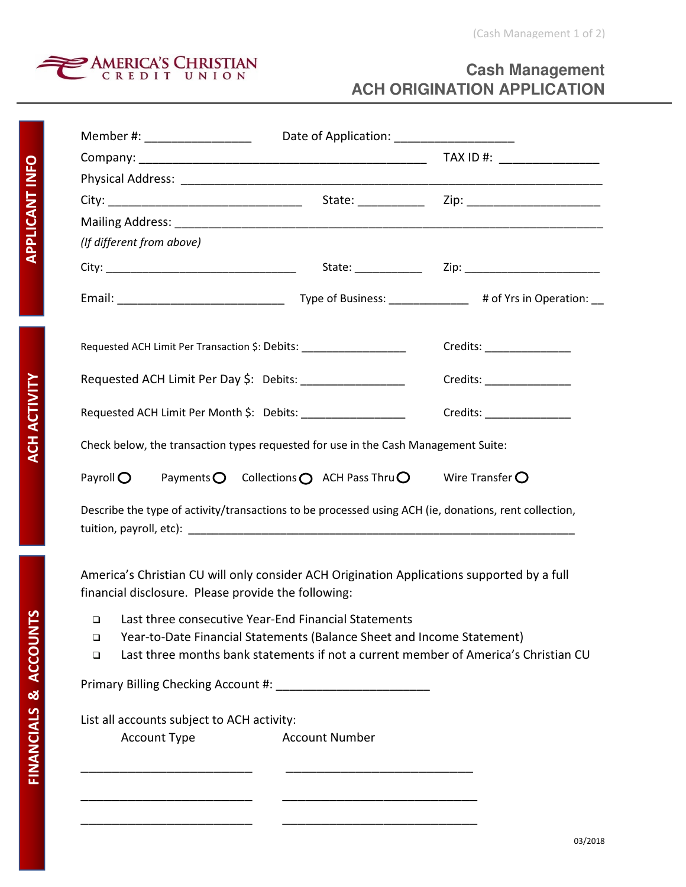AMERICA'S CHRISTIAN CREDIT UNION

# Cash Management
# ACH ORIGINATION APPLICATION

## APPLICANT INFO

Member #: ________________ Date of Application: __________________

Company: ____________________________________________ TAX ID #: _______________

Physical Address: ________________________________________________________________

City: ______________________________ State: __________ Zip: ____________________

Mailing Address: _________________________________________________________________

*(If different from above)*

City: ______________________________ State: __________ Zip: ____________________

Email: _________________________ Type of Business: ____________ # of Yrs in Operation: __

## ACH ACTIVITY

Requested ACH Limit Per Transaction $: Debits: ________________ Credits: ______________

Requested ACH Limit Per Day $: Debits: ________________ Credits: ______________

Requested ACH Limit Per Month $: Debits: ________________ Credits: ______________

Check below, the transaction types requested for use in the Cash Management Suite:

Payroll ○ Payments ○ Collections ○ ACH Pass Thru ○ Wire Transfer ○

Describe the type of activity/transactions to be processed using ACH (ie, donations, rent collection, tuition, payroll, etc): ____________________________________________________________

## FINANCIALS & ACCOUNTS

America's Christian CU will only consider ACH Origination Applications supported by a full financial disclosure. Please provide the following:

- ☐ Last three consecutive Year-End Financial Statements
- ☐ Year-to-Date Financial Statements (Balance Sheet and Income Statement)
- ☐ Last three months bank statements if not a current member of America's Christian CU

Primary Billing Checking Account #: ________________________

List all accounts subject to ACH activity:

| Account Type | Account Number |
|---|---|
| ________________________ | ____________________________ |
| ________________________ | ____________________________ |
| ________________________ | ____________________________ |

03/2018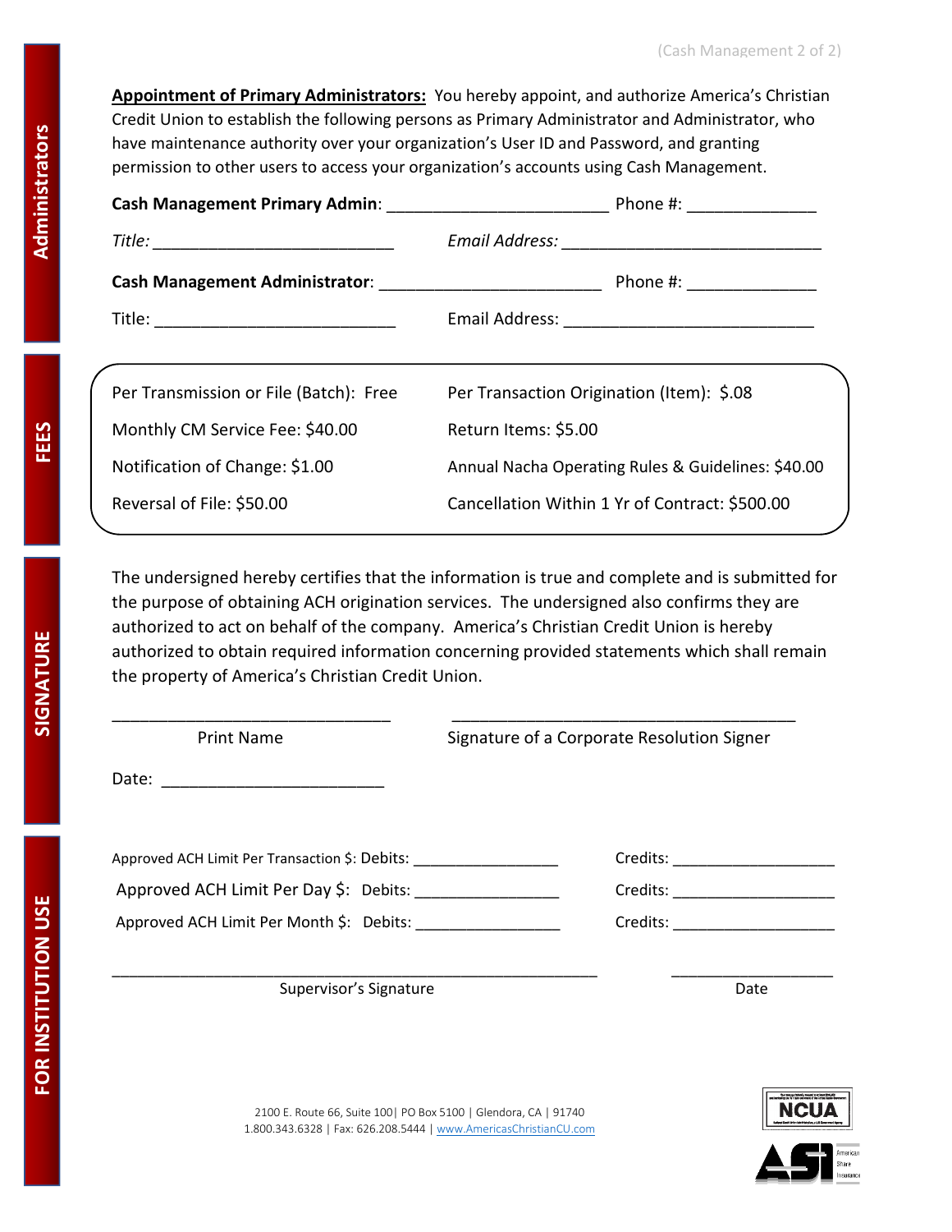**Appointment of Primary Administrators:** You hereby appoint, and authorize America's Christian Credit Union to establish the following persons as Primary Administrator and Administrator, who have maintenance authority over your organization's User ID and Password, and granting permission to other users to access your organization's accounts using Cash Management.

**Cash Management Primary Admin**: ________________________ Phone #: ______________

*Title:* __________________________ *Email Address:* ____________________________

**Cash Management Administrator**: ________________________ Phone #: ______________

Title: __________________________ Email Address: ___________________________

| | |
|---|---|
| Per Transmission or File (Batch): Free | Per Transaction Origination (Item): $.08 |
| Monthly CM Service Fee: $40.00 | Return Items: $5.00 |
| Notification of Change: $1.00 | Annual Nacha Operating Rules & Guidelines: $40.00 |
| Reversal of File: $50.00 | Cancellation Within 1 Yr of Contract: $500.00 |

The undersigned hereby certifies that the information is true and complete and is submitted for the purpose of obtaining ACH origination services. The undersigned also confirms they are authorized to act on behalf of the company. America's Christian Credit Union is hereby authorized to obtain required information concerning provided statements which shall remain the property of America's Christian Credit Union.

______________________________ ______________________________________

Print Name Signature of a Corporate Resolution Signer

Date: ________________________

Approved ACH Limit Per Transaction $: Debits: ________________ Credits: __________________

Approved ACH Limit Per Day $: Debits: ________________ Credits: __________________

Approved ACH Limit Per Month $: Debits: ________________ Credits: __________________

_____________________________________________________ __________________

Supervisor's Signature Date

2100 E. Route 66, Suite 100| PO Box 5100 | Glendora, CA | 91740
1.800.343.6328 | Fax: 626.208.5444 | www.AmericasChristianCU.com